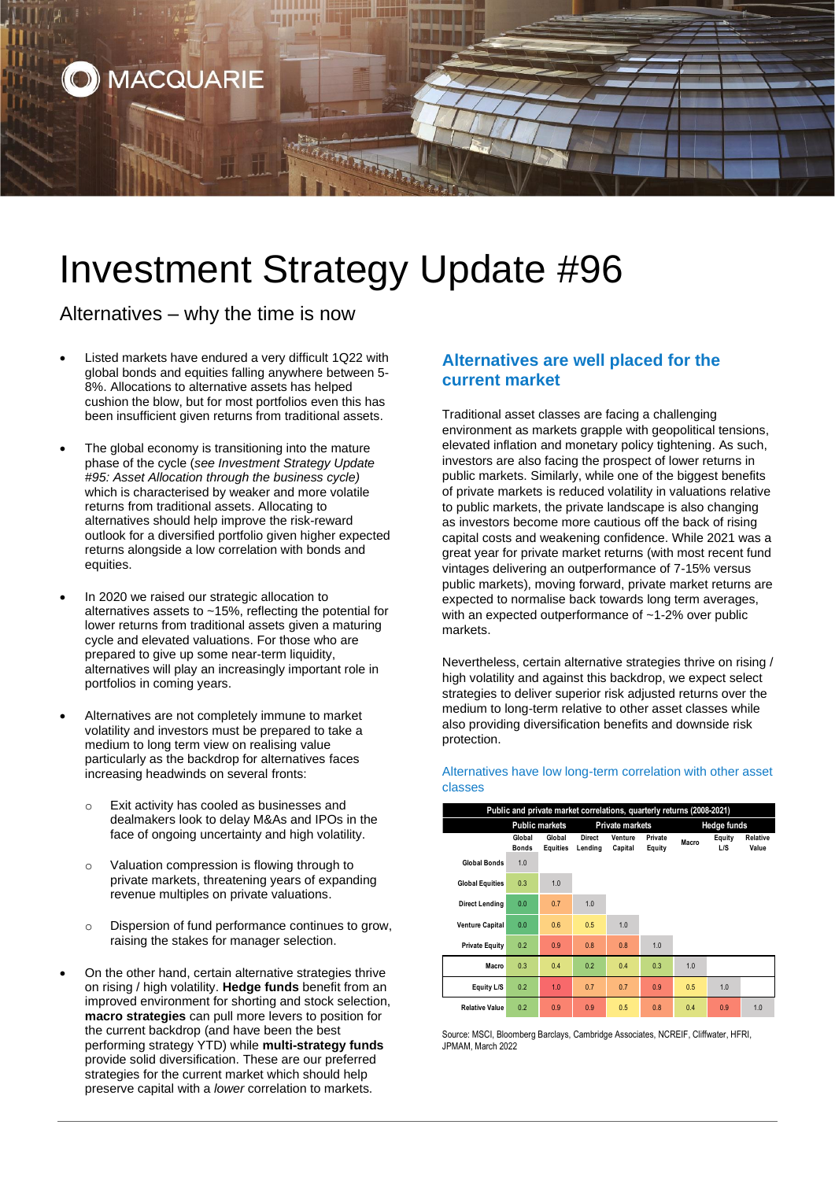# Investment Strategy Update #96

## Alternatives – why the time is now

- Listed markets have endured a very difficult 1Q22 with global bonds and equities falling anywhere between 5-8%. Allocations to alternative assets has helped cushion the blow, but for most portfolios even this has been insufficient given returns from traditional assets.
- The global economy is transitioning into the mature phase of the cycle (*see Investment Strategy Update #95: Asset Allocation through the business cycle)* which is characterised by weaker and more volatile returns from traditional assets. Allocating to alternatives should help improve the risk-reward outlook for a diversified portfolio given higher expected returns alongside a low correlation with bonds and equities.
- In 2020 we raised our strategic allocation to alternatives assets to ~15%, reflecting the potential for lower returns from traditional assets given a maturing cycle and elevated valuations. For those who are prepared to give up some near-term liquidity, alternatives will play an increasingly important role in portfolios in coming years.
- Alternatives are not completely immune to market volatility and investors must be prepared to take a medium to long term view on realising value particularly as the backdrop for alternatives faces increasing headwinds on several fronts:
  - Exit activity has cooled as businesses and dealmakers look to delay M&As and IPOs in the face of ongoing uncertainty and high volatility.
  - Valuation compression is flowing through to private markets, threatening years of expanding revenue multiples on private valuations.
  - Dispersion of fund performance continues to grow, raising the stakes for manager selection.
- On the other hand, certain alternative strategies thrive on rising / high volatility. **Hedge funds** benefit from an improved environment for shorting and stock selection, **macro strategies** can pull more levers to position for the current backdrop (and have been the best performing strategy YTD) while **multi-strategy funds** provide solid diversification. These are our preferred strategies for the current market which should help preserve capital with a *lower* correlation to markets.

## Alternatives are well placed for the current market

Traditional asset classes are facing a challenging environment as markets grapple with geopolitical tensions, elevated inflation and monetary policy tightening. As such, investors are also facing the prospect of lower returns in public markets. Similarly, while one of the biggest benefits of private markets is reduced volatility in valuations relative to public markets, the private landscape is also changing as investors become more cautious off the back of rising capital costs and weakening confidence. While 2021 was a great year for private market returns (with most recent fund vintages delivering an outperformance of 7-15% versus public markets), moving forward, private market returns are expected to normalise back towards long term averages, with an expected outperformance of ~1-2% over public markets.

Nevertheless, certain alternative strategies thrive on rising / high volatility and against this backdrop, we expect select strategies to deliver superior risk adjusted returns over the medium to long-term relative to other asset classes while also providing diversification benefits and downside risk protection.

Alternatives have low long-term correlation with other asset classes

| Public and private market correlations, quarterly returns (2008-2021) | | | | | | | | |
|---|---|---|---|---|---|---|---|---|
| | Public markets | | Private markets | | | Hedge funds | | |
| | Global Bonds | Global Equities | Direct Lending | Venture Capital | Private Equity | Macro | Equity L/S | Relative Value |
| Global Bonds | 1.0 | | | | | | | |
| Global Equities | 0.3 | 1.0 | | | | | | |
| Direct Lending | 0.0 | 0.7 | 1.0 | | | | | |
| Venture Capital | 0.0 | 0.6 | 0.5 | 1.0 | | | | |
| Private Equity | 0.2 | 0.9 | 0.8 | 0.8 | 1.0 | | | |
| Macro | 0.3 | 0.4 | 0.2 | 0.4 | 0.3 | 1.0 | | |
| Equity L/S | 0.2 | 1.0 | 0.7 | 0.7 | 0.9 | 0.5 | 1.0 | |
| Relative Value | 0.2 | 0.9 | 0.9 | 0.5 | 0.8 | 0.4 | 0.9 | 1.0 |

Source: MSCI, Bloomberg Barclays, Cambridge Associates, NCREIF, Cliffwater, HFRI, JPMAM, March 2022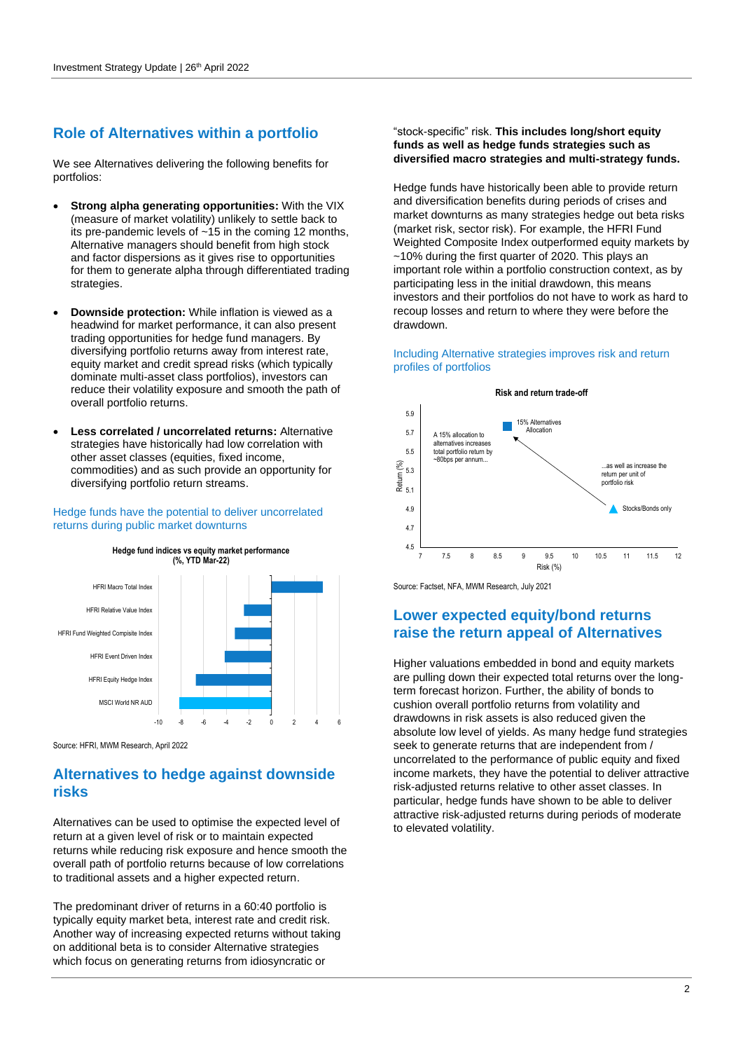## Role of Alternatives within a portfolio

We see Alternatives delivering the following benefits for portfolios:

- **Strong alpha generating opportunities:** With the VIX (measure of market volatility) unlikely to settle back to its pre-pandemic levels of ~15 in the coming 12 months, Alternative managers should benefit from high stock and factor dispersions as it gives rise to opportunities for them to generate alpha through differentiated trading strategies.

- **Downside protection:** While inflation is viewed as a headwind for market performance, it can also present trading opportunities for hedge fund managers. By diversifying portfolio returns away from interest rate, equity market and credit spread risks (which typically dominate multi-asset class portfolios), investors can reduce their volatility exposure and smooth the path of overall portfolio returns.

- **Less correlated / uncorrelated returns:** Alternative strategies have historically had low correlation with other asset classes (equities, fixed income, commodities) and as such provide an opportunity for diversifying portfolio return streams.

Hedge funds have the potential to deliver uncorrelated returns during public market downturns

**Hedge fund indices vs equity market performance (%, YTD Mar-22)**

HFRI Macro Total Index; HFRI Relative Value Index; HFRI Fund Weighted Compisite Index; HFRI Event Driven Index; HFRI Equity Hedge Index; MSCI World NR AUD

Source: HFRI, MWM Research, April 2022

## Alternatives to hedge against downside risks

Alternatives can be used to optimise the expected level of return at a given level of risk or to maintain expected returns while reducing risk exposure and hence smooth the overall path of portfolio returns because of low correlations to traditional assets and a higher expected return.

The predominant driver of returns in a 60:40 portfolio is typically equity market beta, interest rate and credit risk. Another way of increasing expected returns without taking on additional beta is to consider Alternative strategies which focus on generating returns from idiosyncratic or "stock-specific" risk. **This includes long/short equity funds as well as hedge funds strategies such as diversified macro strategies and multi-strategy funds.**

Hedge funds have historically been able to provide return and diversification benefits during periods of crises and market downturns as many strategies hedge out beta risks (market risk, sector risk). For example, the HFRI Fund Weighted Composite Index outperformed equity markets by ~10% during the first quarter of 2020. This plays an important role within a portfolio construction context, as by participating less in the initial drawdown, this means investors and their portfolios do not have to work as hard to recoup losses and return to where they were before the drawdown.

Including Alternative strategies improves risk and return profiles of portfolios

**Risk and return trade-off**

A 15% allocation to alternatives increases total portfolio return by ~80bps per annum... ...as well as increase the return per unit of portfolio risk. 15% Alternatives Allocation; Stocks/Bonds only. Return (%); Risk (%)

Source: Factset, NFA, MWM Research, July 2021

## Lower expected equity/bond returns raise the return appeal of Alternatives

Higher valuations embedded in bond and equity markets are pulling down their expected total returns over the long-term forecast horizon. Further, the ability of bonds to cushion overall portfolio returns from volatility and drawdowns in risk assets is also reduced given the absolute low level of yields. As many hedge fund strategies seek to generate returns that are independent from / uncorrelated to the performance of public equity and fixed income markets, they have the potential to deliver attractive risk-adjusted returns relative to other asset classes. In particular, hedge funds have shown to be able to deliver attractive risk-adjusted returns during periods of moderate to elevated volatility.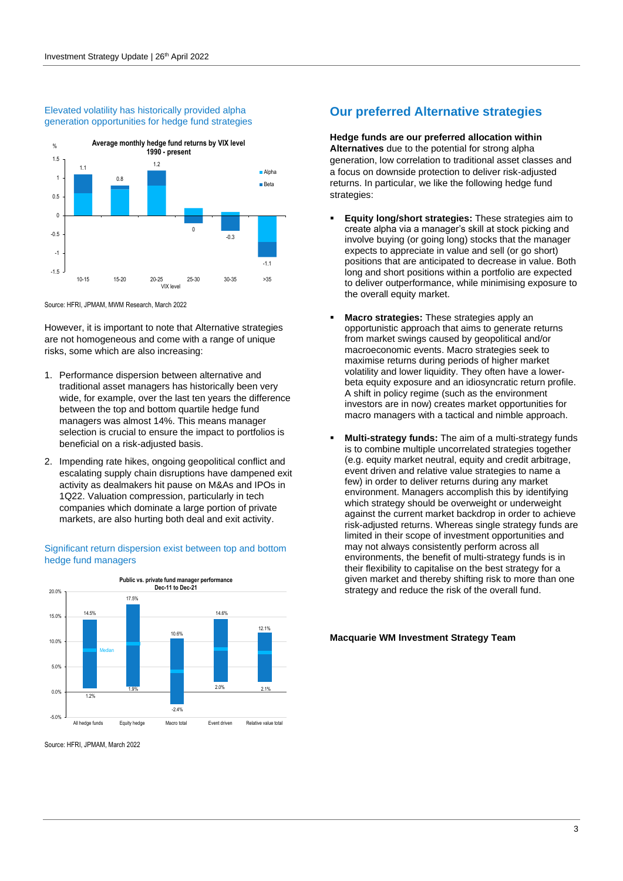Elevated volatility has historically provided alpha generation opportunities for hedge fund strategies

**Average monthly hedge fund returns by VIX level 1990 - present**

| VIX level | Total (%) |
|---|---|
| 10-15 | 1.1 |
| 15-20 | 0.8 |
| 20-25 | 1.2 |
| 25-30 | 0 |
| 30-35 | -0.3 |
| >35 | -1.1 |

Source: HFRI, JPMAM, MWM Research, March 2022

However, it is important to note that Alternative strategies are not homogeneous and come with a range of unique risks, some which are also increasing:

1. Performance dispersion between alternative and traditional asset managers has historically been very wide, for example, over the last ten years the difference between the top and bottom quartile hedge fund managers was almost 14%. This means manager selection is crucial to ensure the impact to portfolios is beneficial on a risk-adjusted basis.
2. Impending rate hikes, ongoing geopolitical conflict and escalating supply chain disruptions have dampened exit activity as dealmakers hit pause on M&As and IPOs in 1Q22. Valuation compression, particularly in tech companies which dominate a large portion of private markets, are also hurting both deal and exit activity.

Significant return dispersion exist between top and bottom hedge fund managers

**Public vs. private fund manager performance Dec-11 to Dec-21**

| | Top | Bottom |
|---|---|---|
| All hedge funds | 14.5% | 1.2% |
| Equity hedge | 17.5% | 1.9% |
| Macro total | 10.6% | -2.4% |
| Event driven | 14.6% | 2.0% |
| Relative value total | 12.1% | 2.1% |

Source: HFRI, JPMAM, March 2022

## Our preferred Alternative strategies

**Hedge funds are our preferred allocation within Alternatives** due to the potential for strong alpha generation, low correlation to traditional asset classes and a focus on downside protection to deliver risk-adjusted returns. In particular, we like the following hedge fund strategies:

- **Equity long/short strategies:** These strategies aim to create alpha via a manager's skill at stock picking and involve buying (or going long) stocks that the manager expects to appreciate in value and sell (or go short) positions that are anticipated to decrease in value. Both long and short positions within a portfolio are expected to deliver outperformance, while minimising exposure to the overall equity market.
- **Macro strategies:** These strategies apply an opportunistic approach that aims to generate returns from market swings caused by geopolitical and/or macroeconomic events. Macro strategies seek to maximise returns during periods of higher market volatility and lower liquidity. They often have a lower-beta equity exposure and an idiosyncratic return profile. A shift in policy regime (such as the environment investors are in now) creates market opportunities for macro managers with a tactical and nimble approach.
- **Multi-strategy funds:** The aim of a multi-strategy funds is to combine multiple uncorrelated strategies together (e.g. equity market neutral, equity and credit arbitrage, event driven and relative value strategies to name a few) in order to deliver returns during any market environment. Managers accomplish this by identifying which strategy should be overweight or underweight against the current market backdrop in order to achieve risk-adjusted returns. Whereas single strategy funds are limited in their scope of investment opportunities and may not always consistently perform across all environments, the benefit of multi-strategy funds is in their flexibility to capitalise on the best strategy for a given market and thereby shifting risk to more than one strategy and reduce the risk of the overall fund.

**Macquarie WM Investment Strategy Team**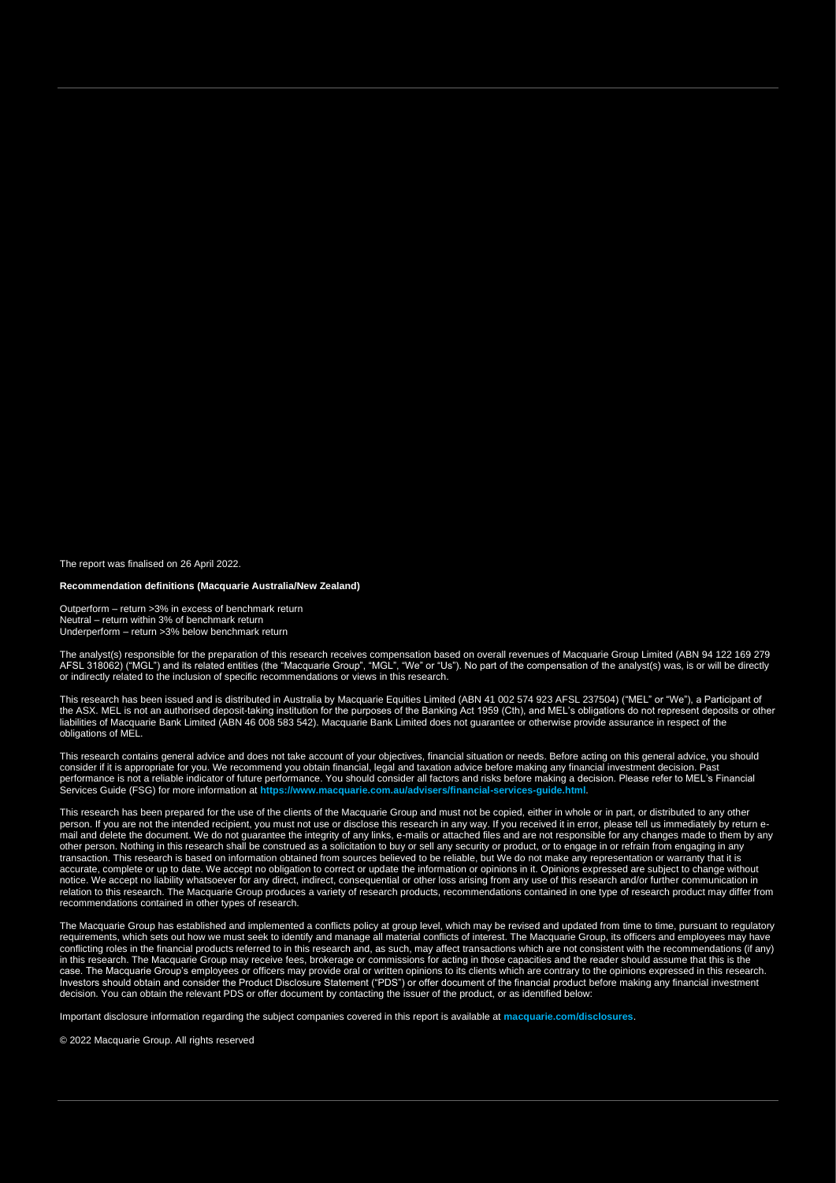The report was finalised on 26 April 2022.

**Recommendation definitions (Macquarie Australia/New Zealand)**

Outperform – return >3% in excess of benchmark return
Neutral – return within 3% of benchmark return
Underperform – return >3% below benchmark return

The analyst(s) responsible for the preparation of this research receives compensation based on overall revenues of Macquarie Group Limited (ABN 94 122 169 279 AFSL 318062) ("MGL") and its related entities (the "Macquarie Group", "MGL", "We" or "Us"). No part of the compensation of the analyst(s) was, is or will be directly or indirectly related to the inclusion of specific recommendations or views in this research.

This research has been issued and is distributed in Australia by Macquarie Equities Limited (ABN 41 002 574 923 AFSL 237504) ("MEL" or "We"), a Participant of the ASX. MEL is not an authorised deposit-taking institution for the purposes of the Banking Act 1959 (Cth), and MEL's obligations do not represent deposits or other liabilities of Macquarie Bank Limited (ABN 46 008 583 542). Macquarie Bank Limited does not guarantee or otherwise provide assurance in respect of the obligations of MEL.

This research contains general advice and does not take account of your objectives, financial situation or needs. Before acting on this general advice, you should consider if it is appropriate for you. We recommend you obtain financial, legal and taxation advice before making any financial investment decision. Past performance is not a reliable indicator of future performance. You should consider all factors and risks before making a decision. Please refer to MEL's Financial Services Guide (FSG) for more information at **https://www.macquarie.com.au/advisers/financial-services-guide.html**.

This research has been prepared for the use of the clients of the Macquarie Group and must not be copied, either in whole or in part, or distributed to any other person. If you are not the intended recipient, you must not use or disclose this research in any way. If you received it in error, please tell us immediately by return e-mail and delete the document. We do not guarantee the integrity of any links, e-mails or attached files and are not responsible for any changes made to them by any other person. Nothing in this research shall be construed as a solicitation to buy or sell any security or product, or to engage in or refrain from engaging in any transaction. This research is based on information obtained from sources believed to be reliable, but We do not make any representation or warranty that it is accurate, complete or up to date. We accept no obligation to correct or update the information or opinions in it. Opinions expressed are subject to change without notice. We accept no liability whatsoever for any direct, indirect, consequential or other loss arising from any use of this research and/or further communication in relation to this research. The Macquarie Group produces a variety of research products, recommendations contained in one type of research product may differ from recommendations contained in other types of research.

The Macquarie Group has established and implemented a conflicts policy at group level, which may be revised and updated from time to time, pursuant to regulatory requirements, which sets out how we must seek to identify and manage all material conflicts of interest. The Macquarie Group, its officers and employees may have conflicting roles in the financial products referred to in this research and, as such, may affect transactions which are not consistent with the recommendations (if any) in this research. The Macquarie Group may receive fees, brokerage or commissions for acting in those capacities and the reader should assume that this is the case. The Macquarie Group's employees or officers may provide oral or written opinions to its clients which are contrary to the opinions expressed in this research. Investors should obtain and consider the Product Disclosure Statement ("PDS") or offer document of the financial product before making any financial investment decision. You can obtain the relevant PDS or offer document by contacting the issuer of the product, or as identified below:

Important disclosure information regarding the subject companies covered in this report is available at **macquarie.com/disclosures**.

© 2022 Macquarie Group. All rights reserved